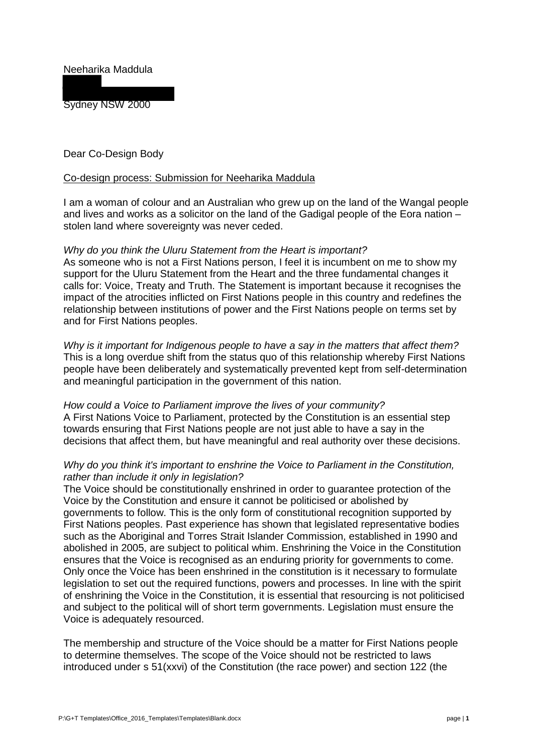Neeharika Maddula

Sydney NSW 2000

Dear Co-Design Body

Co-design process: Submission for Neeharika Maddula

I am a woman of colour and an Australian who grew up on the land of the Wangal people and lives and works as a solicitor on the land of the Gadigal people of the Eora nation – stolen land where sovereignty was never ceded.

*Why do you think the Uluru Statement from the Heart is important?*

As someone who is not a First Nations person, I feel it is incumbent on me to show my support for the Uluru Statement from the Heart and the three fundamental changes it calls for: Voice, Treaty and Truth. The Statement is important because it recognises the impact of the atrocities inflicted on First Nations people in this country and redefines the relationship between institutions of power and the First Nations people on terms set by and for First Nations peoples.

*Why is it important for Indigenous people to have a say in the matters that affect them?*

This is a long overdue shift from the status quo of this relationship whereby First Nations people have been deliberately and systematically prevented kept from self-determination and meaningful participation in the government of this nation.

*How could a Voice to Parliament improve the lives of your community?*

A First Nations Voice to Parliament, protected by the Constitution is an essential step towards ensuring that First Nations people are not just able to have a say in the decisions that affect them, but have meaningful and real authority over these decisions.

*Why do you think it's important to enshrine the Voice to Parliament in the Constitution, rather than include it only in legislation?*

The Voice should be constitutionally enshrined in order to guarantee protection of the Voice by the Constitution and ensure it cannot be politicised or abolished by governments to follow. This is the only form of constitutional recognition supported by First Nations peoples. Past experience has shown that legislated representative bodies such as the Aboriginal and Torres Strait Islander Commission, established in 1990 and abolished in 2005, are subject to political whim. Enshrining the Voice in the Constitution ensures that the Voice is recognised as an enduring priority for governments to come. Only once the Voice has been enshrined in the constitution is it necessary to formulate legislation to set out the required functions, powers and processes. In line with the spirit of enshrining the Voice in the Constitution, it is essential that resourcing is not politicised and subject to the political will of short term governments. Legislation must ensure the Voice is adequately resourced.

The membership and structure of the Voice should be a matter for First Nations people to determine themselves. The scope of the Voice should not be restricted to laws introduced under s 51(xxvi) of the Constitution (the race power) and section 122 (the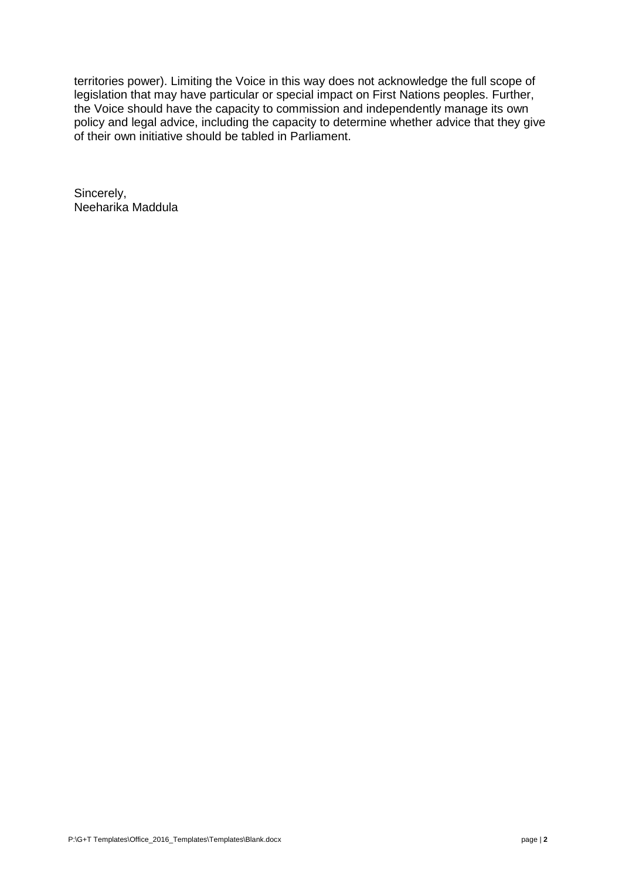territories power). Limiting the Voice in this way does not acknowledge the full scope of legislation that may have particular or special impact on First Nations peoples. Further, the Voice should have the capacity to commission and independently manage its own policy and legal advice, including the capacity to determine whether advice that they give of their own initiative should be tabled in Parliament.

Sincerely,
Neeharika Maddula